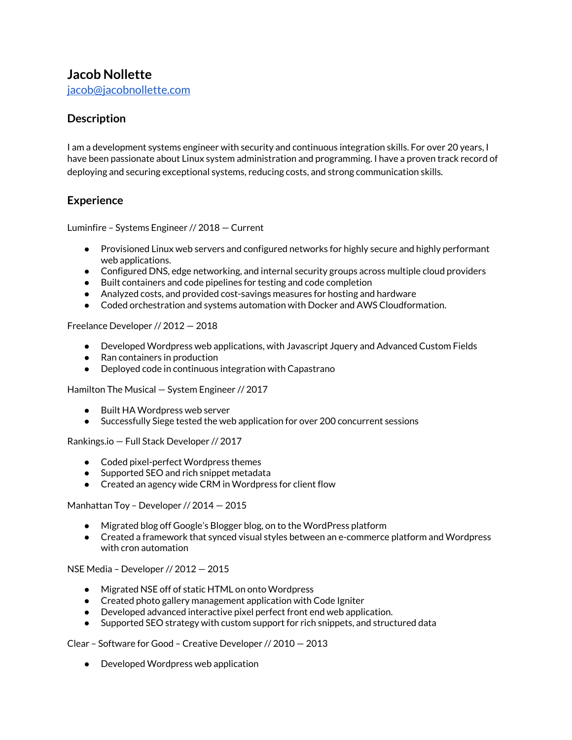# Jacob Nollette

[jacob@jacobnollette.com](mailto:jacob@jacobnollette.com)

## Description

I am a development systems engineer with security and continuous integration skills. For over 20 years, I have been passionate about Linux system administration and programming. I have a proven track record of deploying and securing exceptional systems, reducing costs, and strong communication skills.

## Experience

Luminfire – Systems Engineer // 2018 — Current

- Provisioned Linux web servers and configured networks for highly secure and highly performant web applications.
- Configured DNS, edge networking, and internal security groups across multiple cloud providers
- Built containers and code pipelines for testing and code completion
- Analyzed costs, and provided cost-savings measures for hosting and hardware
- Coded orchestration and systems automation with Docker and AWS Cloudformation.

Freelance Developer // 2012 — 2018

- Developed Wordpress web applications, with Javascript Jquery and Advanced Custom Fields
- Ran containers in production
- Deployed code in continuous integration with Capastrano

Hamilton The Musical — System Engineer // 2017

- Built HA Wordpress web server
- Successfully Siege tested the web application for over 200 concurrent sessions

Rankings.io — Full Stack Developer // 2017

- Coded pixel-perfect Wordpress themes
- Supported SEO and rich snippet metadata
- Created an agency wide CRM in Wordpress for client flow

Manhattan Toy – Developer // 2014 — 2015

- Migrated blog off Google's Blogger blog, on to the WordPress platform
- Created a framework that synced visual styles between an e-commerce platform and Wordpress with cron automation

NSE Media – Developer // 2012 — 2015

- Migrated NSE off of static HTML on onto Wordpress
- Created photo gallery management application with Code Igniter
- Developed advanced interactive pixel perfect front end web application.
- Supported SEO strategy with custom support for rich snippets, and structured data

Clear – Software for Good – Creative Developer // 2010 — 2013

- Developed Wordpress web application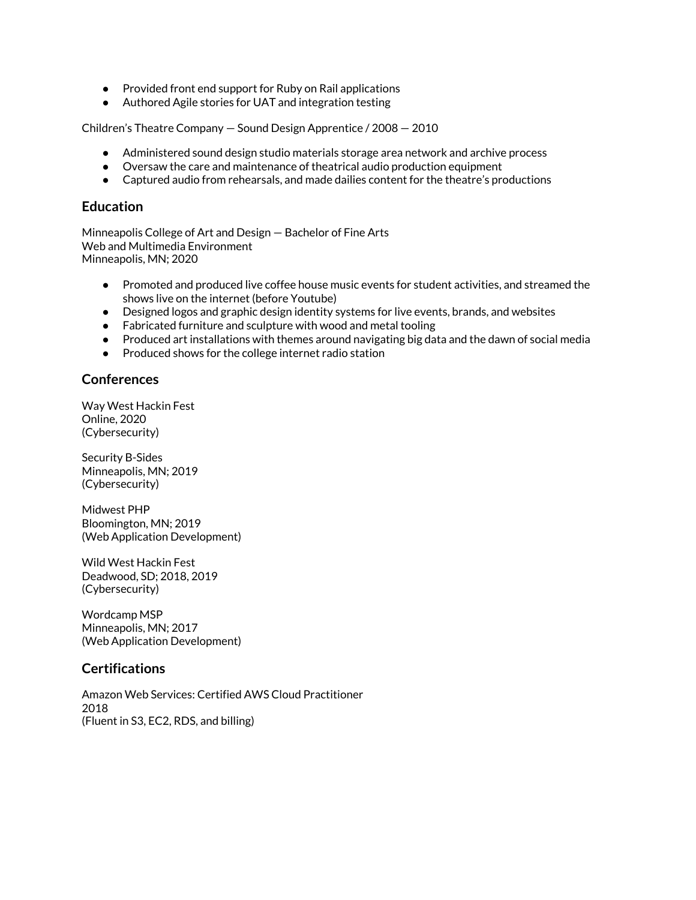- Provided front end support for Ruby on Rail applications
- Authored Agile stories for UAT and integration testing

Children's Theatre Company — Sound Design Apprentice / 2008 — 2010

- Administered sound design studio materials storage area network and archive process
- Oversaw the care and maintenance of theatrical audio production equipment
- Captured audio from rehearsals, and made dailies content for the theatre's productions

## Education

Minneapolis College of Art and Design — Bachelor of Fine Arts
Web and Multimedia Environment
Minneapolis, MN; 2020

- Promoted and produced live coffee house music events for student activities, and streamed the shows live on the internet (before Youtube)
- Designed logos and graphic design identity systems for live events, brands, and websites
- Fabricated furniture and sculpture with wood and metal tooling
- Produced art installations with themes around navigating big data and the dawn of social media
- Produced shows for the college internet radio station

## Conferences

Way West Hackin Fest
Online, 2020
(Cybersecurity)

Security B-Sides
Minneapolis, MN; 2019
(Cybersecurity)

Midwest PHP
Bloomington, MN; 2019
(Web Application Development)

Wild West Hackin Fest
Deadwood, SD; 2018, 2019
(Cybersecurity)

Wordcamp MSP
Minneapolis, MN; 2017
(Web Application Development)

## Certifications

Amazon Web Services: Certified AWS Cloud Practitioner
2018
(Fluent in S3, EC2, RDS, and billing)